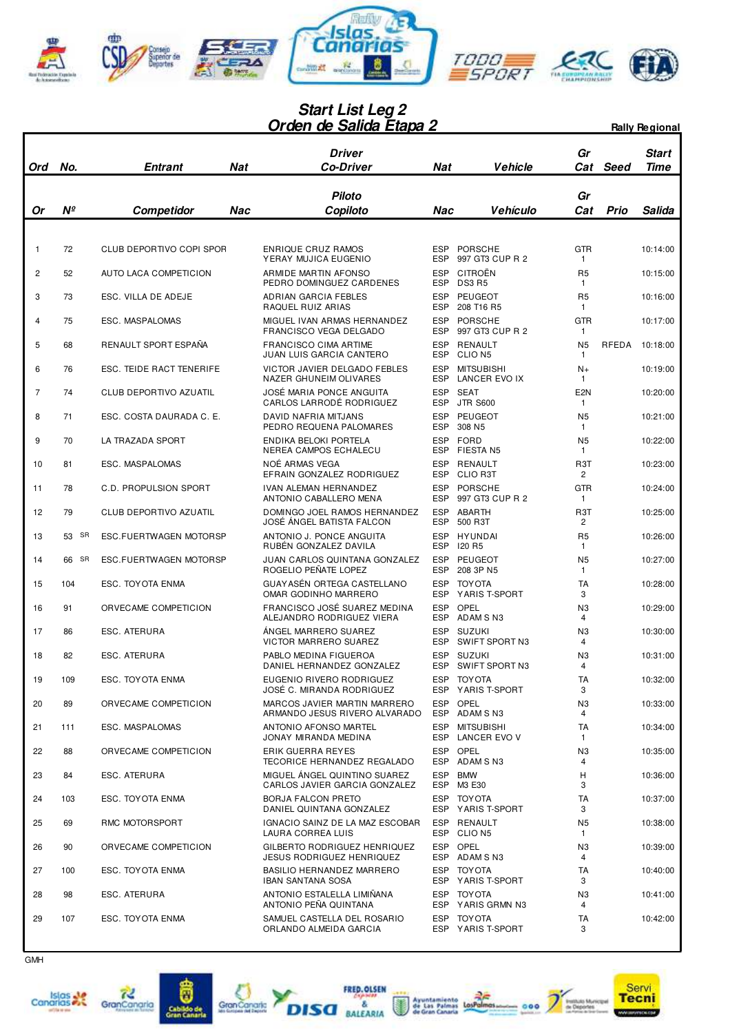# Start List Leg 2
## Orden de Salida Etapa 2

**Rally Regional**

| Ord / Or | No. / Nº | Entrant / Competidor | Nat / Nac | Driver / Co-Driver (Piloto / Copiloto) | Nat / Nac | Vehicle / Vehículo | Gr Cat | Seed / Prio | Start Time / Salida |
|---|---|---|---|---|---|---|---|---|---|
| 1 | 72 | CLUB DEPORTIVO COPI SPOR | | ENRIQUE CRUZ RAMOS<br>YERAY MUJICA EUGENIO | ESP<br>ESP | PORSCHE<br>997 GT3 CUP R 2 | GTR<br>1 | | 10:14:00 |
| 2 | 52 | AUTO LACA COMPETICION | | ARMIDE MARTIN AFONSO<br>PEDRO DOMINGUEZ CARDENES | ESP<br>ESP | CITROËN<br>DS3 R5 | R5<br>1 | | 10:15:00 |
| 3 | 73 | ESC. VILLA DE ADEJE | | ADRIAN GARCIA FEBLES<br>RAQUEL RUIZ ARIAS | ESP<br>ESP | PEUGEOT<br>208 T16 R5 | R5<br>1 | | 10:16:00 |
| 4 | 75 | ESC. MASPALOMAS | | MIGUEL IVAN ARMAS HERNANDEZ<br>FRANCISCO VEGA DELGADO | ESP<br>ESP | PORSCHE<br>997 GT3 CUP R 2 | GTR<br>1 | | 10:17:00 |
| 5 | 68 | RENAULT SPORT ESPAÑA | | FRANCISCO CIMA ARTIME<br>JUAN LUIS GARCIA CANTERO | ESP<br>ESP | RENAULT<br>CLIO N5 | N5<br>1 | RFEDA | 10:18:00 |
| 6 | 76 | ESC. TEIDE RACT TENERIFE | | VICTOR JAVIER DELGADO FEBLES<br>NAZER GHUNEIM OLIVARES | ESP<br>ESP | MITSUBISHI<br>LANCER EVO IX | N+<br>1 | | 10:19:00 |
| 7 | 74 | CLUB DEPORTIVO AZUATIL | | JOSÉ MARIA PONCE ANGUITA<br>CARLOS LARRODÉ RODRIGUEZ | ESP<br>ESP | SEAT<br>JTR S600 | E2N<br>1 | | 10:20:00 |
| 8 | 71 | ESC. COSTA DAURADA C. E. | | DAVID NAFRIA MITJANS<br>PEDRO REQUENA PALOMARES | ESP<br>ESP | PEUGEOT<br>308 N5 | N5<br>1 | | 10:21:00 |
| 9 | 70 | LA TRAZADA SPORT | | ENDIKA BELOKI PORTELA<br>NEREA CAMPOS ECHALECU | ESP<br>ESP | FORD<br>FIESTA N5 | N5<br>1 | | 10:22:00 |
| 10 | 81 | ESC. MASPALOMAS | | NOÉ ARMAS VEGA<br>EFRAIN GONZALEZ RODRIGUEZ | ESP<br>ESP | RENAULT<br>CLIO R3T | R3T<br>2 | | 10:23:00 |
| 11 | 78 | C.D. PROPULSION SPORT | | IVAN ALEMAN HERNANDEZ<br>ANTONIO CABALLERO MENA | ESP<br>ESP | PORSCHE<br>997 GT3 CUP R 2 | GTR<br>1 | | 10:24:00 |
| 12 | 79 | CLUB DEPORTIVO AZUATIL | | DOMINGO JOEL RAMOS HERNANDEZ<br>JOSÉ ÁNGEL BATISTA FALCON | ESP<br>ESP | ABARTH<br>500 R3T | R3T<br>2 | | 10:25:00 |
| 13 | 53 SR | ESC.FUERTWAGEN MOTORSP | | ANTONIO J. PONCE ANGUITA<br>RUBÉN GONZALEZ DAVILA | ESP<br>ESP | HYUNDAI<br>I20 R5 | R5<br>1 | | 10:26:00 |
| 14 | 66 SR | ESC.FUERTWAGEN MOTORSP | | JUAN CARLOS QUINTANA GONZALEZ<br>ROGELIO PEÑATE LOPEZ | ESP<br>ESP | PEUGEOT<br>208 3P N5 | N5<br>1 | | 10:27:00 |
| 15 | 104 | ESC. TOYOTA ENMA | | GUAYASÉN ORTEGA CASTELLANO<br>OMAR GODINHO MARRERO | ESP<br>ESP | TOYOTA<br>YARIS T-SPORT | TA<br>3 | | 10:28:00 |
| 16 | 91 | ORVECAME COMPETICION | | FRANCISCO JOSÉ SUAREZ MEDINA<br>ALEJANDRO RODRIGUEZ VIERA | ESP<br>ESP | OPEL<br>ADAM S N3 | N3<br>4 | | 10:29:00 |
| 17 | 86 | ESC. ATERURA | | ÁNGEL MARRERO SUAREZ<br>VICTOR MARRERO SUAREZ | ESP<br>ESP | SUZUKI<br>SWIFT SPORT N3 | N3<br>4 | | 10:30:00 |
| 18 | 82 | ESC. ATERURA | | PABLO MEDINA FIGUEROA<br>DANIEL HERNANDEZ GONZALEZ | ESP<br>ESP | SUZUKI<br>SWIFT SPORT N3 | N3<br>4 | | 10:31:00 |
| 19 | 109 | ESC. TOYOTA ENMA | | EUGENIO RIVERO RODRIGUEZ<br>JOSÉ C. MIRANDA RODRIGUEZ | ESP<br>ESP | TOYOTA<br>YARIS T-SPORT | TA<br>3 | | 10:32:00 |
| 20 | 89 | ORVECAME COMPETICION | | MARCOS JAVIER MARTIN MARRERO<br>ARMANDO JESUS RIVERO ALVARADO | ESP<br>ESP | OPEL<br>ADAM S N3 | N3<br>4 | | 10:33:00 |
| 21 | 111 | ESC. MASPALOMAS | | ANTONIO AFONSO MARTEL<br>JONAY MIRANDA MEDINA | ESP<br>ESP | MITSUBISHI<br>LANCER EVO V | TA<br>1 | | 10:34:00 |
| 22 | 88 | ORVECAME COMPETICION | | ERIK GUERRA REYES<br>TECORICE HERNANDEZ REGALADO | ESP<br>ESP | OPEL<br>ADAM S N3 | N3<br>4 | | 10:35:00 |
| 23 | 84 | ESC. ATERURA | | MIGUEL ÁNGEL QUINTINO SUAREZ<br>CARLOS JAVIER GARCIA GONZALEZ | ESP<br>ESP | BMW<br>M3 E30 | H<br>3 | | 10:36:00 |
| 24 | 103 | ESC. TOYOTA ENMA | | BORJA FALCON PRETO<br>DANIEL QUINTANA GONZALEZ | ESP<br>ESP | TOYOTA<br>YARIS T-SPORT | TA<br>3 | | 10:37:00 |
| 25 | 69 | RMC MOTORSPORT | | IGNACIO SAINZ DE LA MAZ ESCOBAR<br>LAURA CORREA LUIS | ESP<br>ESP | RENAULT<br>CLIO N5 | N5<br>1 | | 10:38:00 |
| 26 | 90 | ORVECAME COMPETICION | | GILBERTO RODRIGUEZ HENRIQUEZ<br>JESUS RODRIGUEZ HENRIQUEZ | ESP<br>ESP | OPEL<br>ADAM S N3 | N3<br>4 | | 10:39:00 |
| 27 | 100 | ESC. TOYOTA ENMA | | BASILIO HERNANDEZ MARRERO<br>IBAN SANTANA SOSA | ESP<br>ESP | TOYOTA<br>YARIS T-SPORT | TA<br>3 | | 10:40:00 |
| 28 | 98 | ESC. ATERURA | | ANTONIO ESTALELLA LIMIÑANA<br>ANTONIO PEÑA QUINTANA | ESP<br>ESP | TOYOTA<br>YARIS GRMN N3 | N3<br>4 | | 10:41:00 |
| 29 | 107 | ESC. TOYOTA ENMA | | SAMUEL CASTELLA DEL ROSARIO<br>ORLANDO ALMEIDA GARCIA | ESP<br>ESP | TOYOTA<br>YARIS T-SPORT | TA<br>3 | | 10:42:00 |

GMH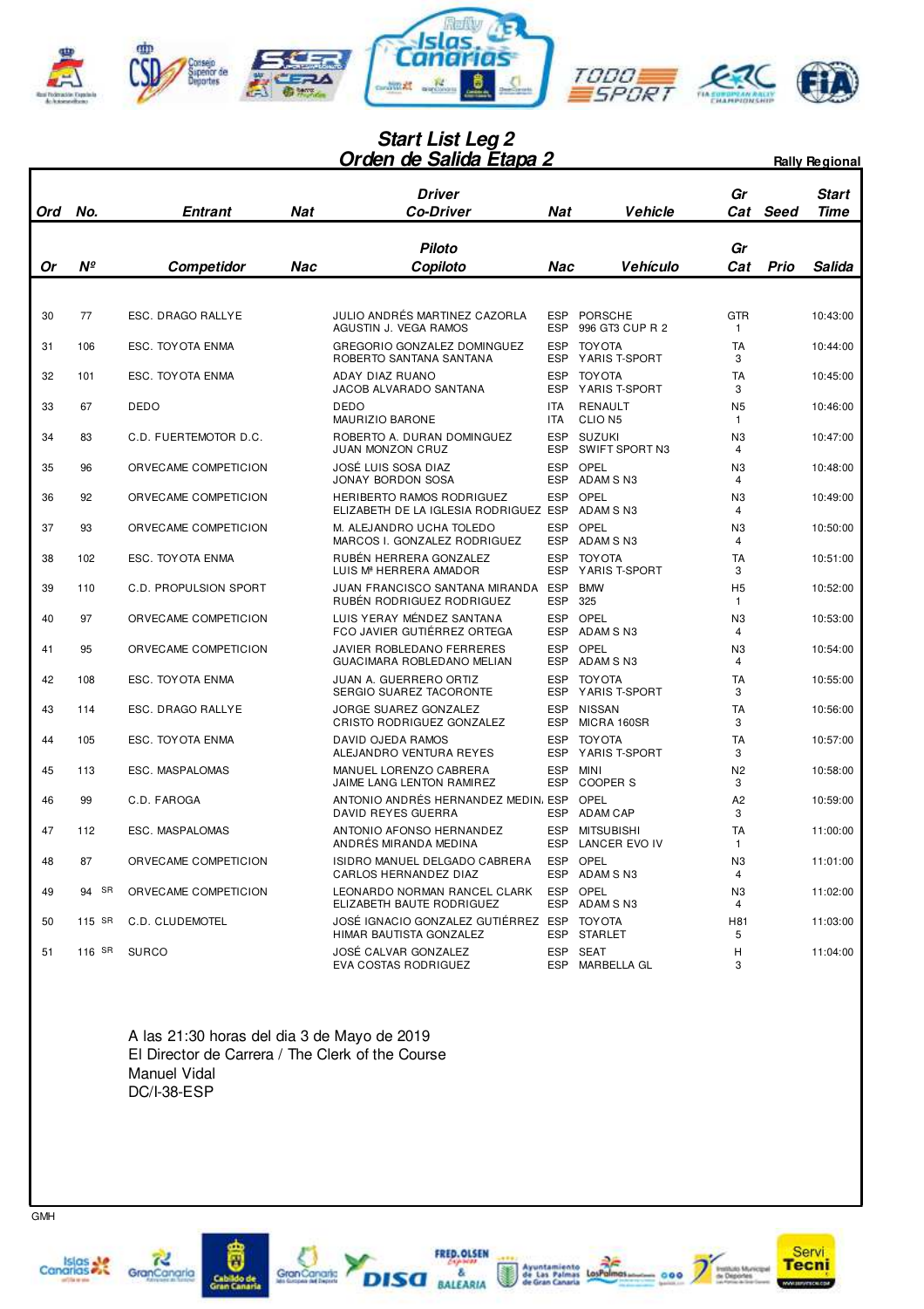## Start List Leg 2
## Orden de Salida Etapa 2

**Rally Regional**

| Ord / Or | No. / Nº | Entrant / Competidor | Nat / Nac | Driver / Co-Driver (Piloto / Copiloto) | Nat / Nac | Vehicle / Vehículo | Gr Cat | Seed / Prio | Start Time / Salida |
|---|---|---|---|---|---|---|---|---|---|
| 30 | 77 | ESC. DRAGO RALLYE | | JULIO ANDRÉS MARTINEZ CAZORLA<br>AGUSTIN J. VEGA RAMOS | ESP<br>ESP | PORSCHE<br>996 GT3 CUP R 2 | GTR<br>1 | | 10:43:00 |
| 31 | 106 | ESC. TOYOTA ENMA | | GREGORIO GONZALEZ DOMINGUEZ<br>ROBERTO SANTANA SANTANA | ESP<br>ESP | TOYOTA<br>YARIS T-SPORT | TA<br>3 | | 10:44:00 |
| 32 | 101 | ESC. TOYOTA ENMA | | ADAY DIAZ RUANO<br>JACOB ALVARADO SANTANA | ESP<br>ESP | TOYOTA<br>YARIS T-SPORT | TA<br>3 | | 10:45:00 |
| 33 | 67 | DEDO | | DEDO<br>MAURIZIO BARONE | ITA<br>ITA | RENAULT<br>CLIO N5 | N5<br>1 | | 10:46:00 |
| 34 | 83 | C.D. FUERTEMOTOR D.C. | | ROBERTO A. DURAN DOMINGUEZ<br>JUAN MONZON CRUZ | ESP<br>ESP | SUZUKI<br>SWIFT SPORT N3 | N3<br>4 | | 10:47:00 |
| 35 | 96 | ORVECAME COMPETICION | | JOSÉ LUIS SOSA DIAZ<br>JONAY BORDON SOSA | ESP<br>ESP | OPEL<br>ADAM S N3 | N3<br>4 | | 10:48:00 |
| 36 | 92 | ORVECAME COMPETICION | | HERIBERTO RAMOS RODRIGUEZ<br>ELIZABETH DE LA IGLESIA RODRIGUEZ | ESP<br>ESP | OPEL<br>ADAM S N3 | N3<br>4 | | 10:49:00 |
| 37 | 93 | ORVECAME COMPETICION | | M. ALEJANDRO UCHA TOLEDO<br>MARCOS I. GONZALEZ RODRIGUEZ | ESP<br>ESP | OPEL<br>ADAM S N3 | N3<br>4 | | 10:50:00 |
| 38 | 102 | ESC. TOYOTA ENMA | | RUBÉN HERRERA GONZALEZ<br>LUIS Mª HERRERA AMADOR | ESP<br>ESP | TOYOTA<br>YARIS T-SPORT | TA<br>3 | | 10:51:00 |
| 39 | 110 | C.D. PROPULSION SPORT | | JUAN FRANCISCO SANTANA MIRANDA<br>RUBÉN RODRIGUEZ RODRIGUEZ | ESP<br>ESP | BMW<br>325 | H5<br>1 | | 10:52:00 |
| 40 | 97 | ORVECAME COMPETICION | | LUIS YERAY MÉNDEZ SANTANA<br>FCO JAVIER GUTIÉRREZ ORTEGA | ESP<br>ESP | OPEL<br>ADAM S N3 | N3<br>4 | | 10:53:00 |
| 41 | 95 | ORVECAME COMPETICION | | JAVIER ROBLEDANO FERRERES<br>GUACIMARA ROBLEDANO MELIAN | ESP<br>ESP | OPEL<br>ADAM S N3 | N3<br>4 | | 10:54:00 |
| 42 | 108 | ESC. TOYOTA ENMA | | JUAN A. GUERRERO ORTIZ<br>SERGIO SUAREZ TACORONTE | ESP<br>ESP | TOYOTA<br>YARIS T-SPORT | TA<br>3 | | 10:55:00 |
| 43 | 114 | ESC. DRAGO RALLYE | | JORGE SUAREZ GONZALEZ<br>CRISTO RODRIGUEZ GONZALEZ | ESP<br>ESP | NISSAN<br>MICRA 160SR | TA<br>3 | | 10:56:00 |
| 44 | 105 | ESC. TOYOTA ENMA | | DAVID OJEDA RAMOS<br>ALEJANDRO VENTURA REYES | ESP<br>ESP | TOYOTA<br>YARIS T-SPORT | TA<br>3 | | 10:57:00 |
| 45 | 113 | ESC. MASPALOMAS | | MANUEL LORENZO CABRERA<br>JAIME LANG LENTON RAMIREZ | ESP<br>ESP | MINI<br>COOPER S | N2<br>3 | | 10:58:00 |
| 46 | 99 | C.D. FAROGA | | ANTONIO ANDRÉS HERNANDEZ MEDIN.<br>DAVID REYES GUERRA | ESP<br>ESP | OPEL<br>ADAM CAP | A2<br>3 | | 10:59:00 |
| 47 | 112 | ESC. MASPALOMAS | | ANTONIO AFONSO HERNANDEZ<br>ANDRÉS MIRANDA MEDINA | ESP<br>ESP | MITSUBISHI<br>LANCER EVO IV | TA<br>1 | | 11:00:00 |
| 48 | 87 | ORVECAME COMPETICION | | ISIDRO MANUEL DELGADO CABRERA<br>CARLOS HERNANDEZ DIAZ | ESP<br>ESP | OPEL<br>ADAM S N3 | N3<br>4 | | 11:01:00 |
| 49 | 94 SR | ORVECAME COMPETICION | | LEONARDO NORMAN RANCEL CLARK<br>ELIZABETH BAUTE RODRIGUEZ | ESP<br>ESP | OPEL<br>ADAM S N3 | N3<br>4 | | 11:02:00 |
| 50 | 115 SR | C.D. CLUDEMOTEL | | JOSÉ IGNACIO GONZALEZ GUTIÉRREZ<br>HIMAR BAUTISTA GONZALEZ | ESP<br>ESP | TOYOTA<br>STARLET | H81<br>5 | | 11:03:00 |
| 51 | 116 SR | SURCO | | JOSÉ CALVAR GONZALEZ<br>EVA COSTAS RODRIGUEZ | ESP<br>ESP | SEAT<br>MARBELLA GL | H<br>3 | | 11:04:00 |

A las 21:30 horas del dia 3 de Mayo de 2019
El Director de Carrera / The Clerk of the Course
Manuel Vidal
DC/I-38-ESP

GMH